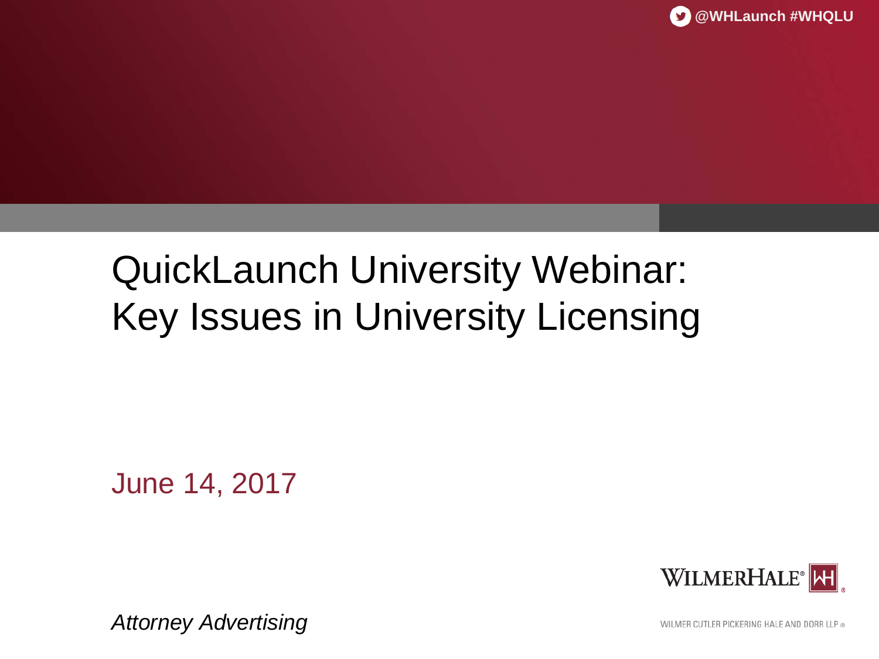@WHLaunch #WHQLU

# QuickLaunch University Webinar: Key Issues in University Licensing

June 14, 2017

WILMERHALE®

*Attorney Advertising*

WILMER CUTLER PICKERING HALE AND DORR LLP ®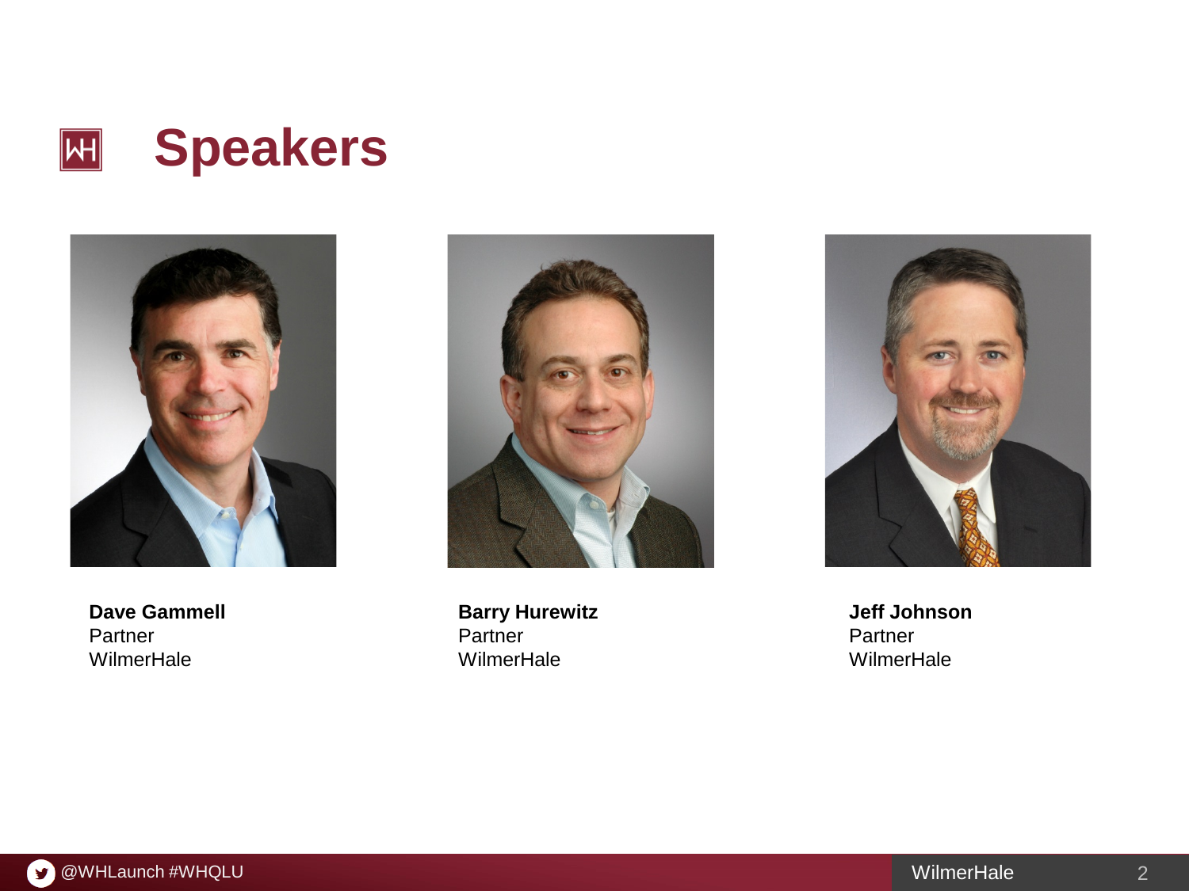# Speakers

**Dave Gammell**
Partner
WilmerHale

**Barry Hurewitz**
Partner
WilmerHale

**Jeff Johnson**
Partner
WilmerHale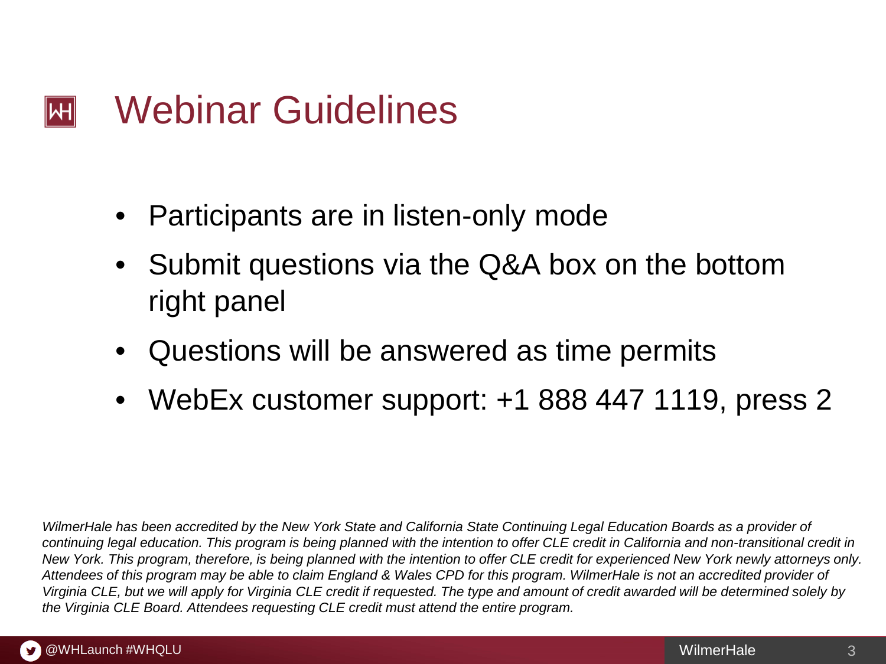# Webinar Guidelines

- Participants are in listen-only mode
- Submit questions via the Q&A box on the bottom right panel
- Questions will be answered as time permits
- WebEx customer support: +1 888 447 1119, press 2

*WilmerHale has been accredited by the New York State and California State Continuing Legal Education Boards as a provider of continuing legal education. This program is being planned with the intention to offer CLE credit in California and non-transitional credit in New York. This program, therefore, is being planned with the intention to offer CLE credit for experienced New York newly attorneys only. Attendees of this program may be able to claim England & Wales CPD for this program. WilmerHale is not an accredited provider of Virginia CLE, but we will apply for Virginia CLE credit if requested. The type and amount of credit awarded will be determined solely by the Virginia CLE Board. Attendees requesting CLE credit must attend the entire program.*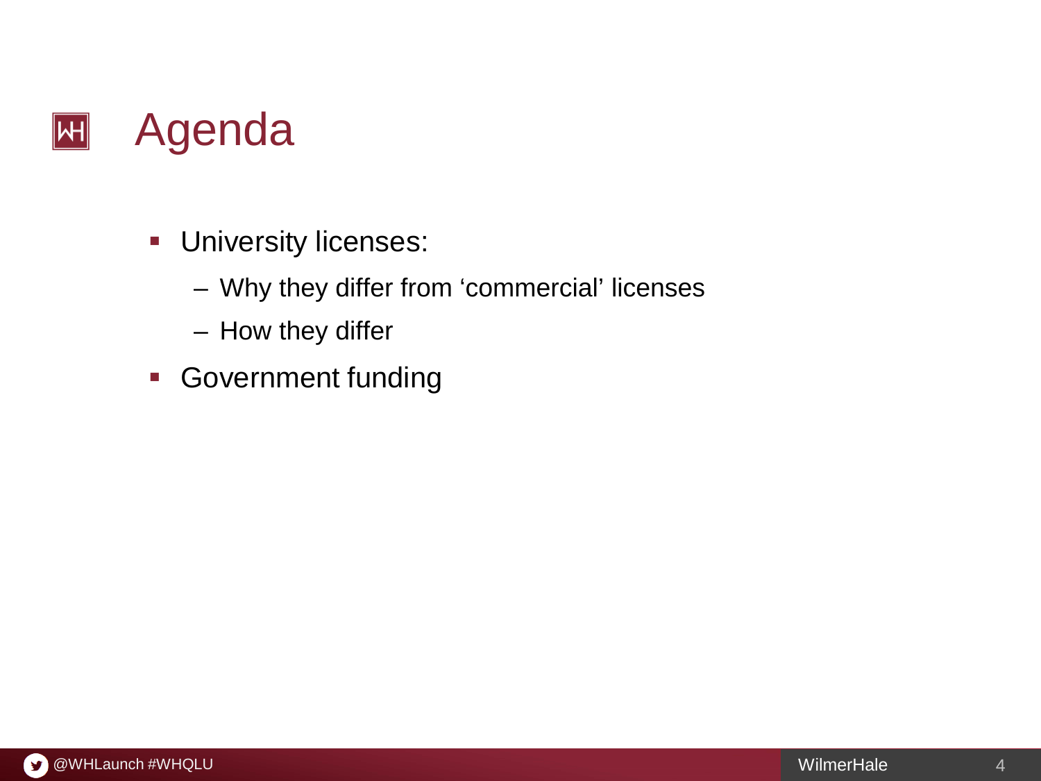# Agenda

- University licenses:
  - Why they differ from 'commercial' licenses
  - How they differ
- Government funding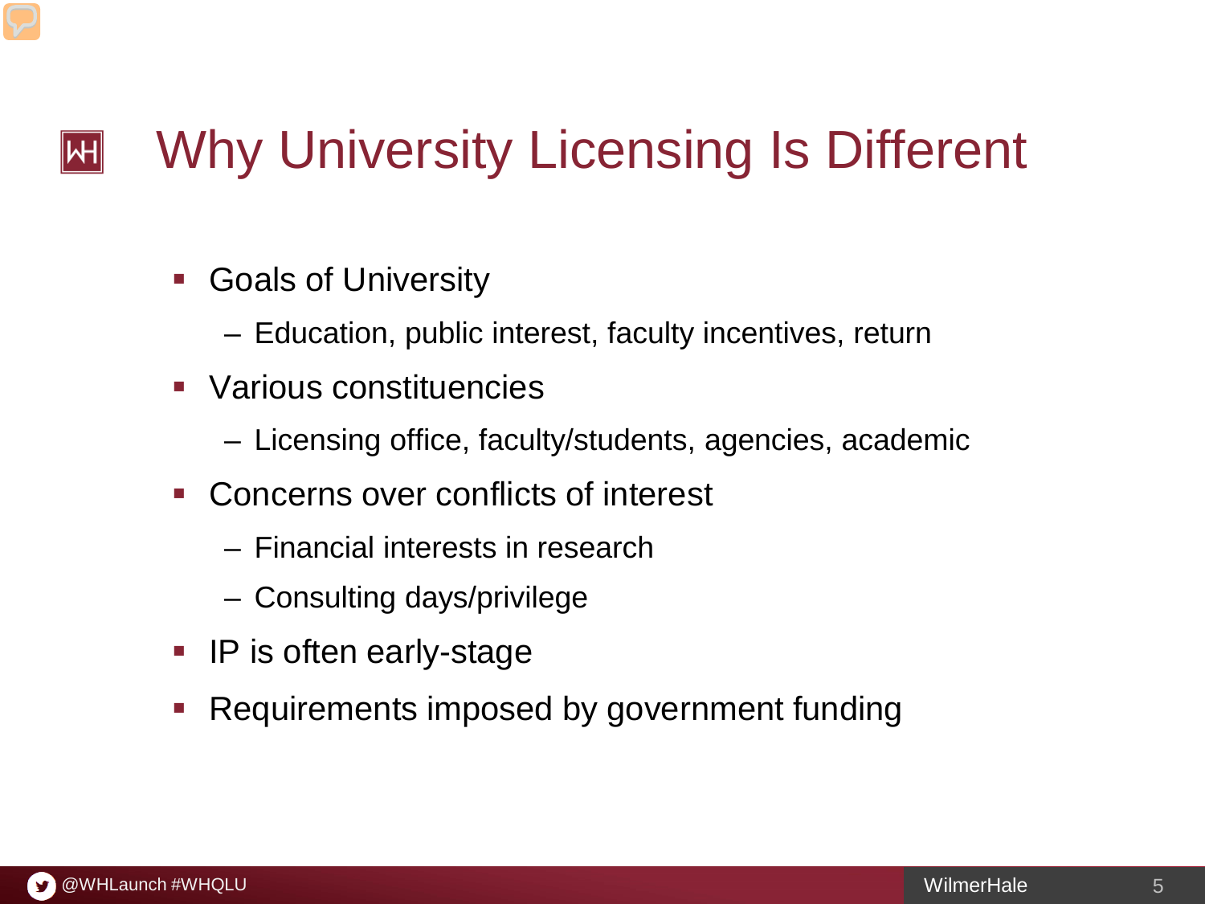# Why University Licensing Is Different

- Goals of University
  - Education, public interest, faculty incentives, return
- Various constituencies
  - Licensing office, faculty/students, agencies, academic
- Concerns over conflicts of interest
  - Financial interests in research
  - Consulting days/privilege
- IP is often early-stage
- Requirements imposed by government funding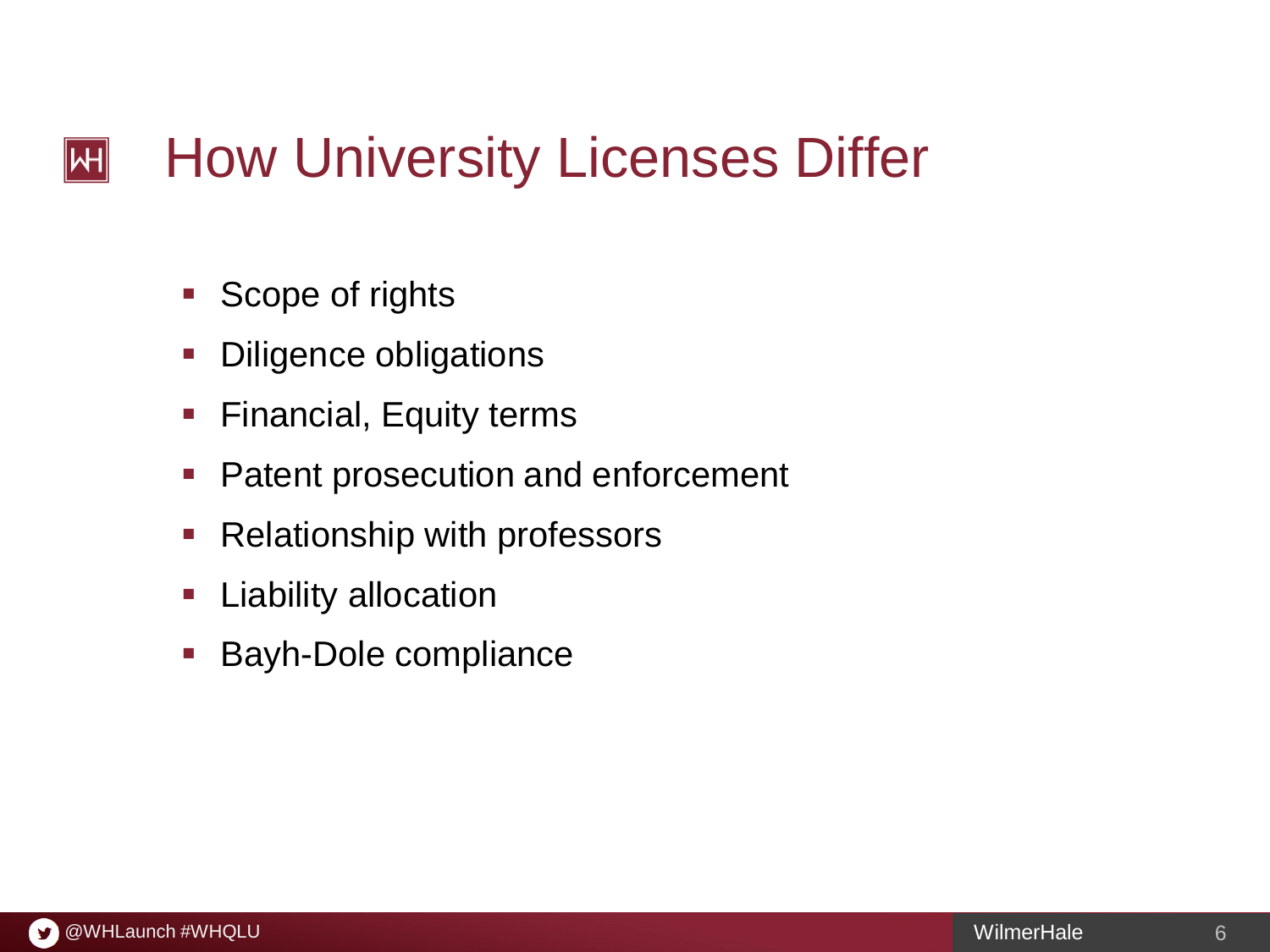# How University Licenses Differ

- Scope of rights
- Diligence obligations
- Financial, Equity terms
- Patent prosecution and enforcement
- Relationship with professors
- Liability allocation
- Bayh-Dole compliance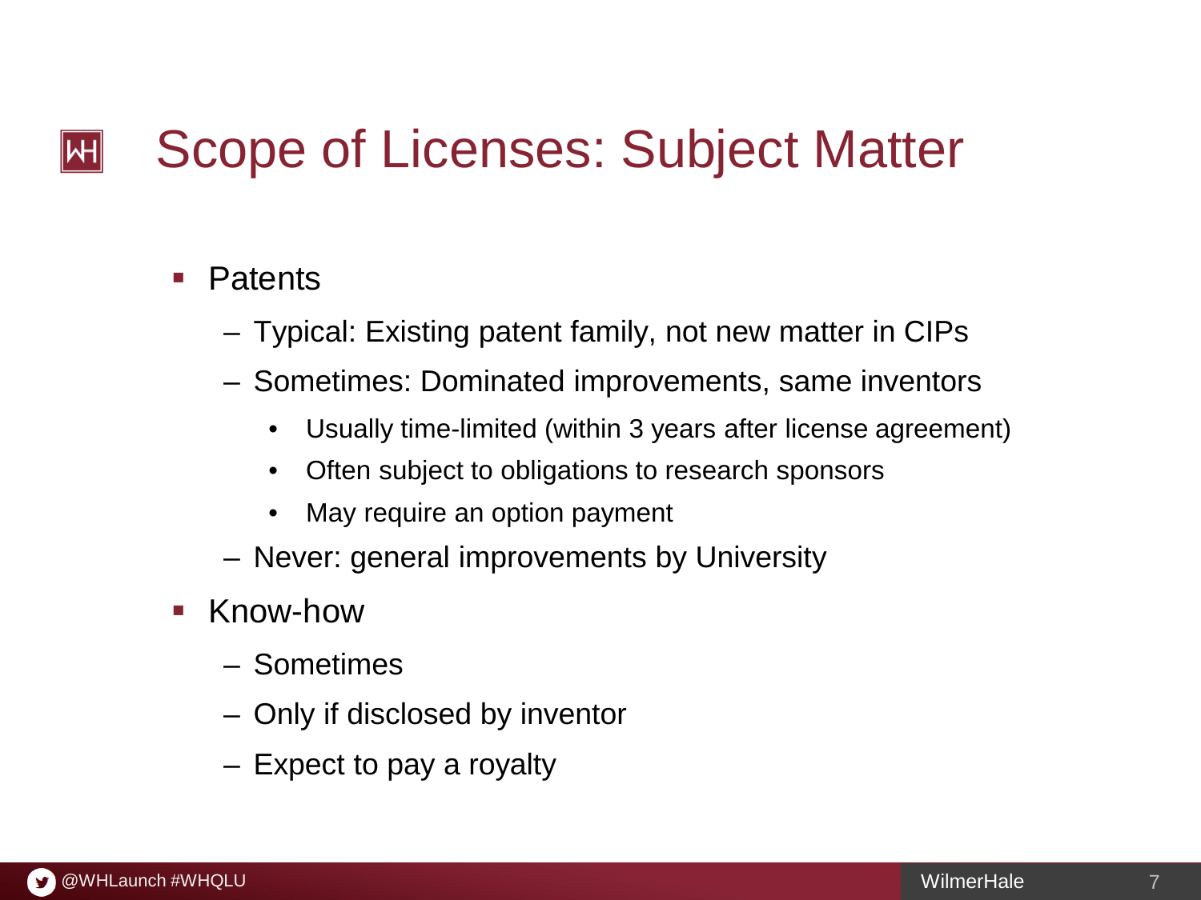# Scope of Licenses: Subject Matter

- Patents
  - Typical: Existing patent family, not new matter in CIPs
  - Sometimes: Dominated improvements, same inventors
    - Usually time-limited (within 3 years after license agreement)
    - Often subject to obligations to research sponsors
    - May require an option payment
  - Never: general improvements by University
- Know-how
  - Sometimes
  - Only if disclosed by inventor
  - Expect to pay a royalty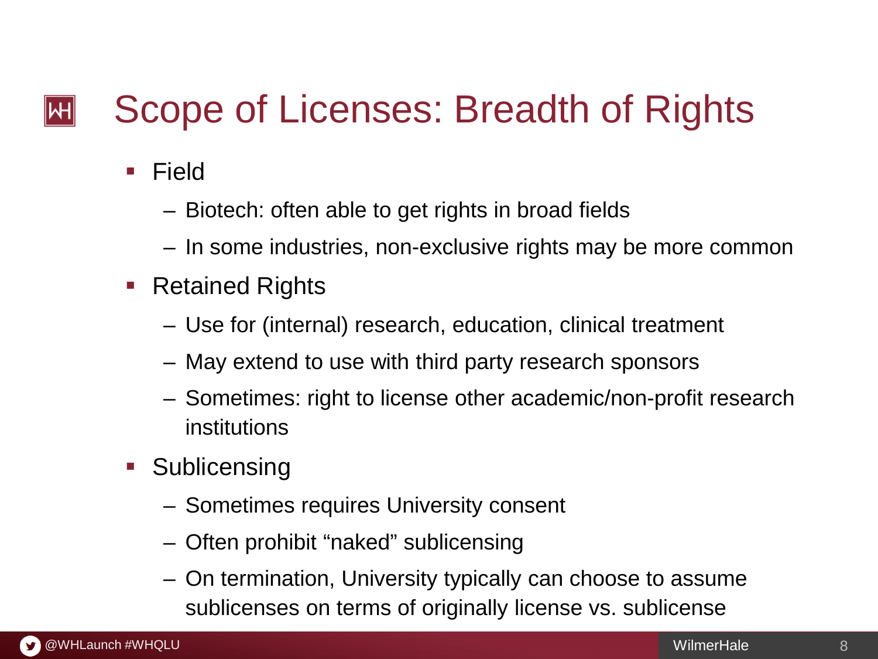# Scope of Licenses: Breadth of Rights

- Field
  - Biotech: often able to get rights in broad fields
  - In some industries, non-exclusive rights may be more common
- Retained Rights
  - Use for (internal) research, education, clinical treatment
  - May extend to use with third party research sponsors
  - Sometimes: right to license other academic/non-profit research institutions
- Sublicensing
  - Sometimes requires University consent
  - Often prohibit “naked” sublicensing
  - On termination, University typically can choose to assume sublicenses on terms of originally license vs. sublicense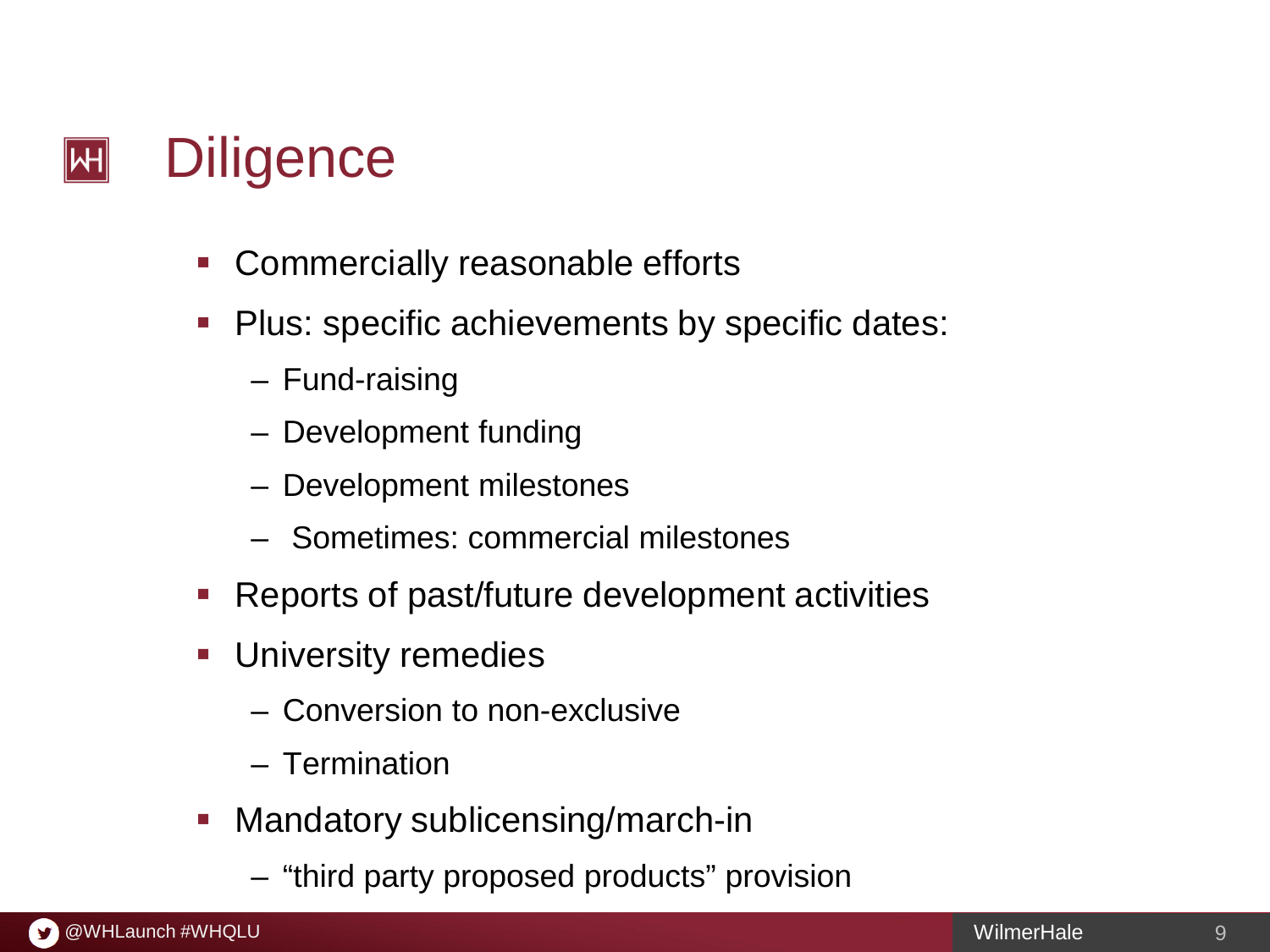# Diligence

- Commercially reasonable efforts
- Plus: specific achievements by specific dates:
  - Fund-raising
  - Development funding
  - Development milestones
  - Sometimes: commercial milestones
- Reports of past/future development activities
- University remedies
  - Conversion to non-exclusive
  - Termination
- Mandatory sublicensing/march-in
  - "third party proposed products" provision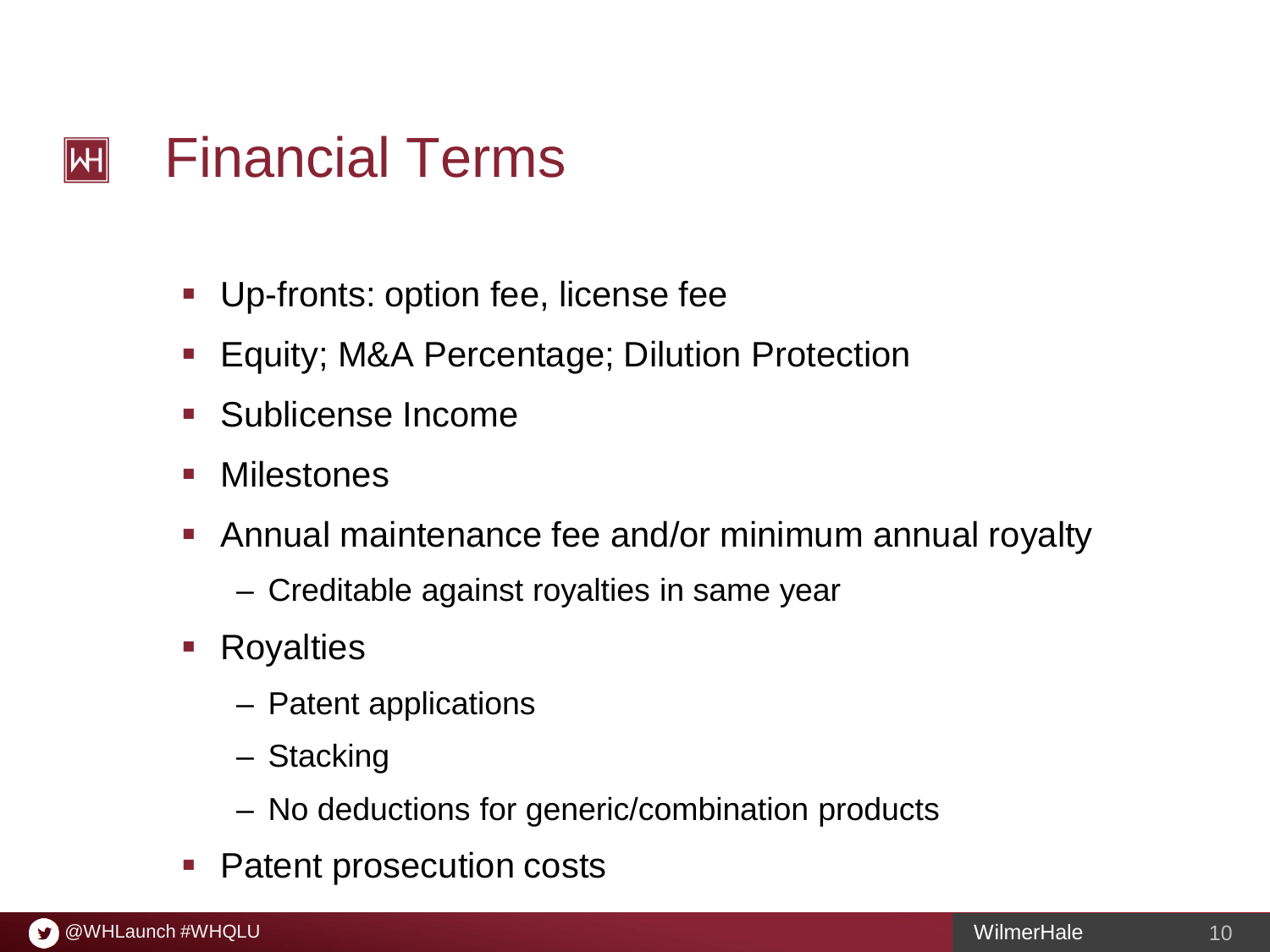# Financial Terms

- Up-fronts: option fee, license fee
- Equity; M&A Percentage; Dilution Protection
- Sublicense Income
- Milestones
- Annual maintenance fee and/or minimum annual royalty
  - Creditable against royalties in same year
- Royalties
  - Patent applications
  - Stacking
  - No deductions for generic/combination products
- Patent prosecution costs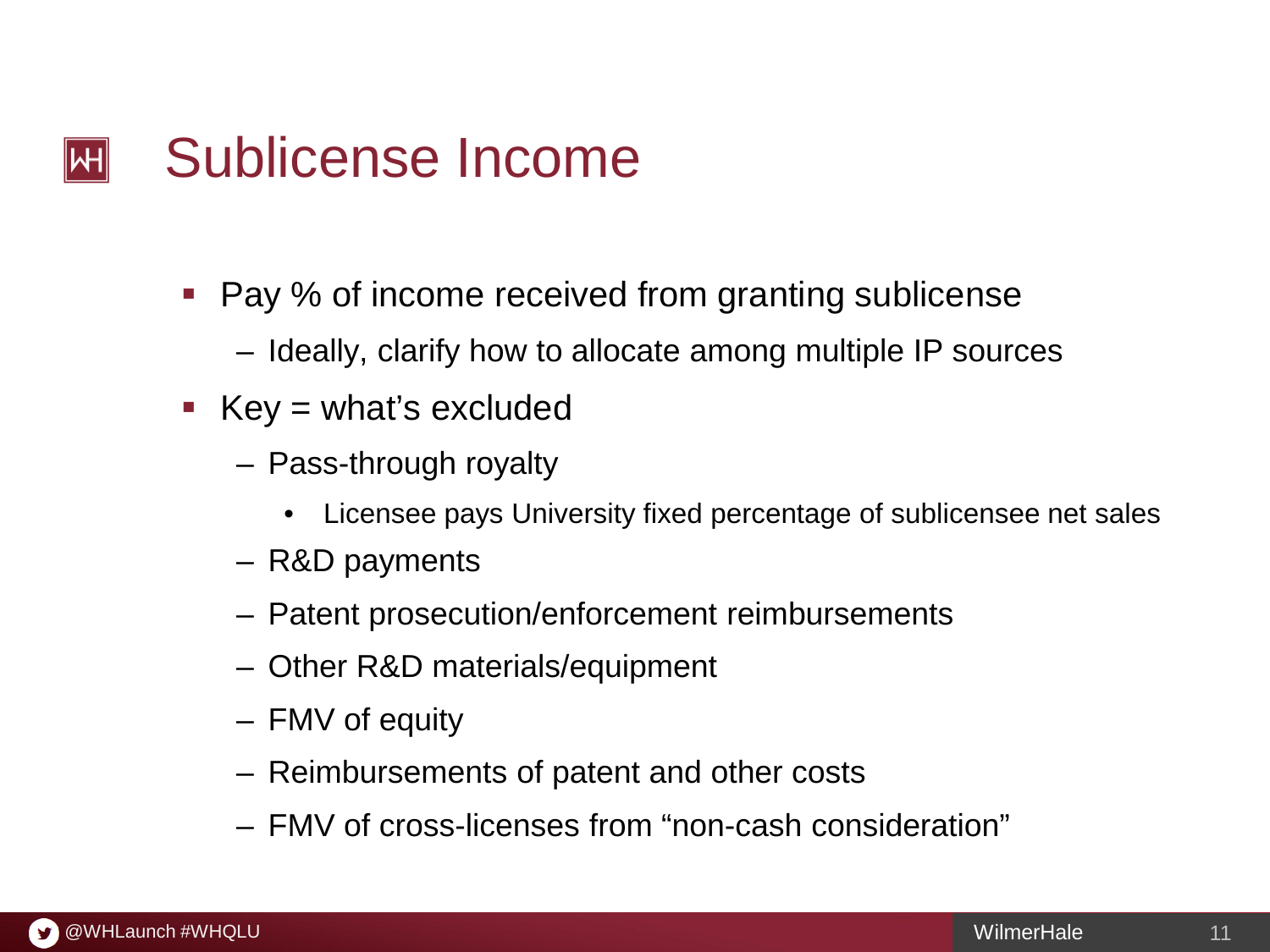# Sublicense Income

- Pay % of income received from granting sublicense
  - Ideally, clarify how to allocate among multiple IP sources
- Key = what's excluded
  - Pass-through royalty
    - Licensee pays University fixed percentage of sublicensee net sales
  - R&D payments
  - Patent prosecution/enforcement reimbursements
  - Other R&D materials/equipment
  - FMV of equity
  - Reimbursements of patent and other costs
  - FMV of cross-licenses from "non-cash consideration"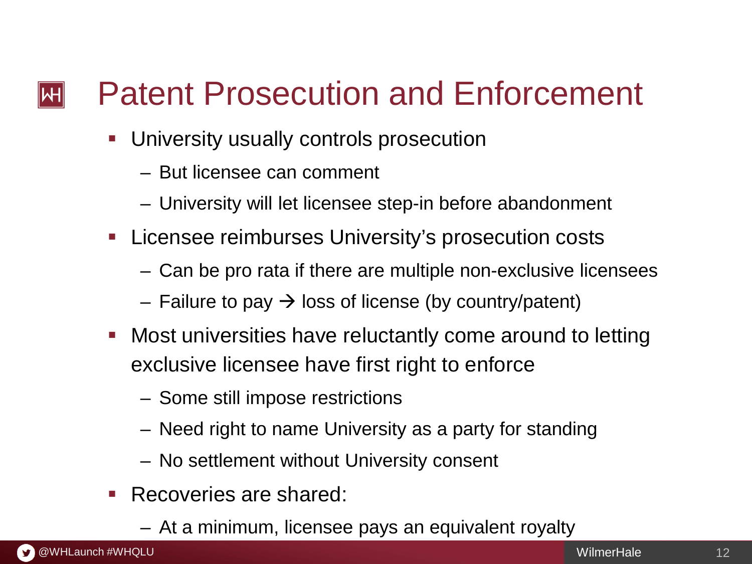# Patent Prosecution and Enforcement

- University usually controls prosecution
  - But licensee can comment
  - University will let licensee step-in before abandonment
- Licensee reimburses University's prosecution costs
  - Can be pro rata if there are multiple non-exclusive licensees
  - Failure to pay → loss of license (by country/patent)
- Most universities have reluctantly come around to letting exclusive licensee have first right to enforce
  - Some still impose restrictions
  - Need right to name University as a party for standing
  - No settlement without University consent
- Recoveries are shared:
  - At a minimum, licensee pays an equivalent royalty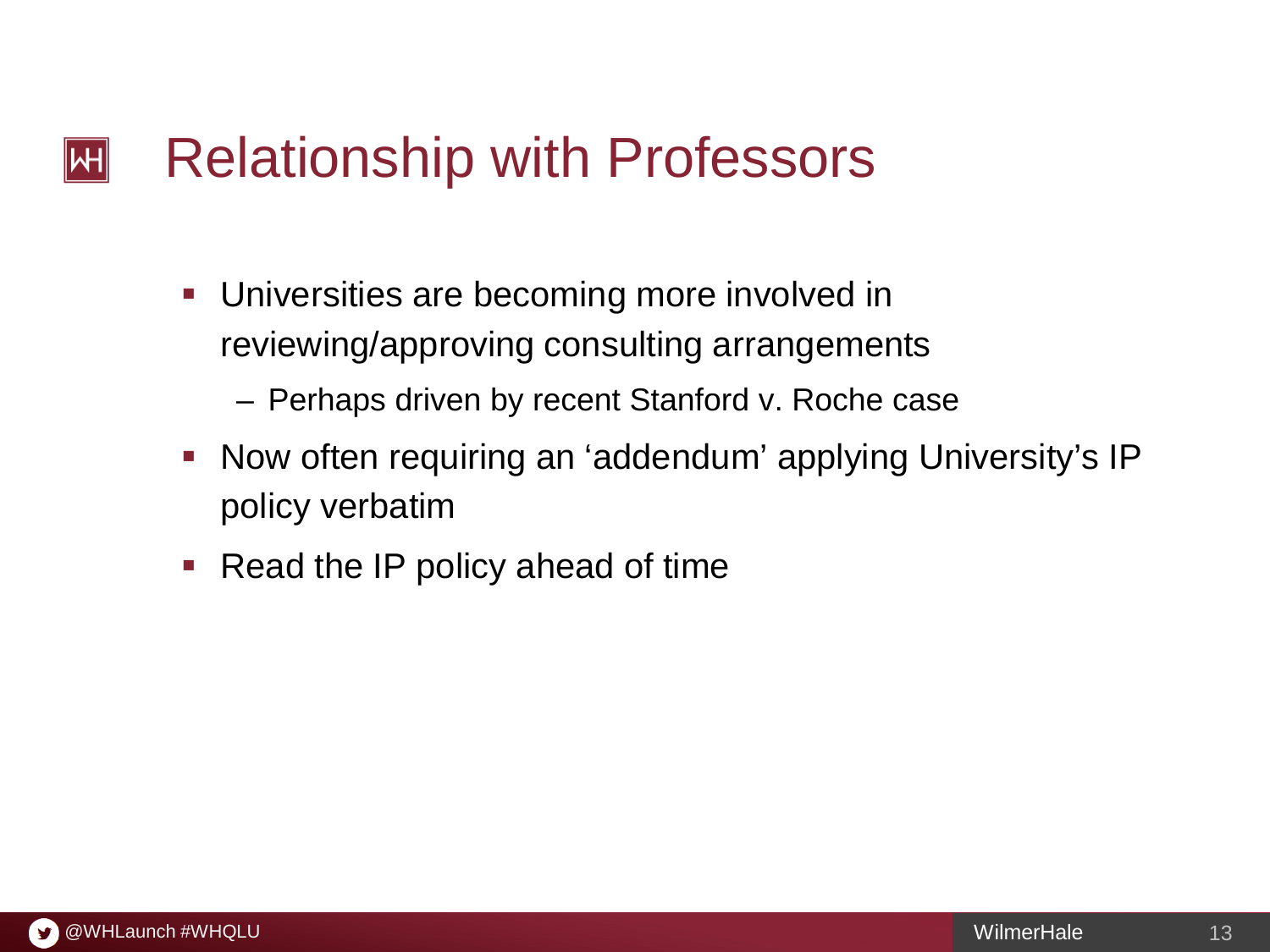# Relationship with Professors

- Universities are becoming more involved in reviewing/approving consulting arrangements
  - Perhaps driven by recent Stanford v. Roche case
- Now often requiring an 'addendum' applying University's IP policy verbatim
- Read the IP policy ahead of time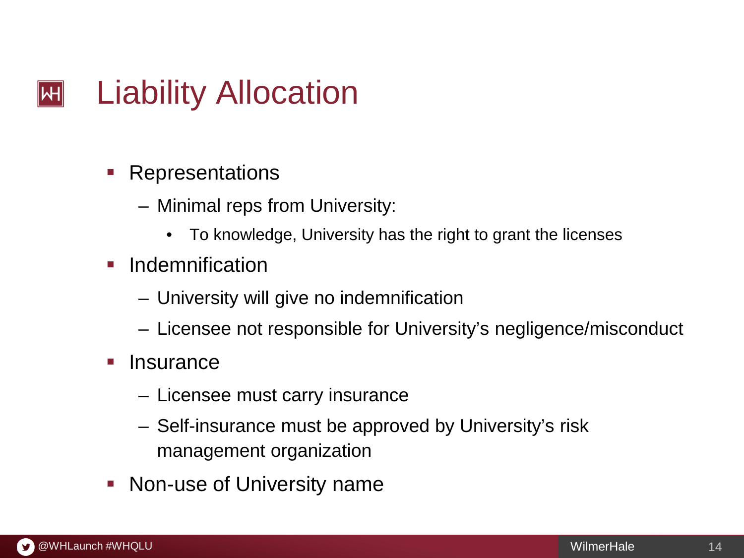# Liability Allocation

- Representations
  - Minimal reps from University:
    - To knowledge, University has the right to grant the licenses
- Indemnification
  - University will give no indemnification
  - Licensee not responsible for University's negligence/misconduct
- Insurance
  - Licensee must carry insurance
  - Self-insurance must be approved by University's risk management organization
- Non-use of University name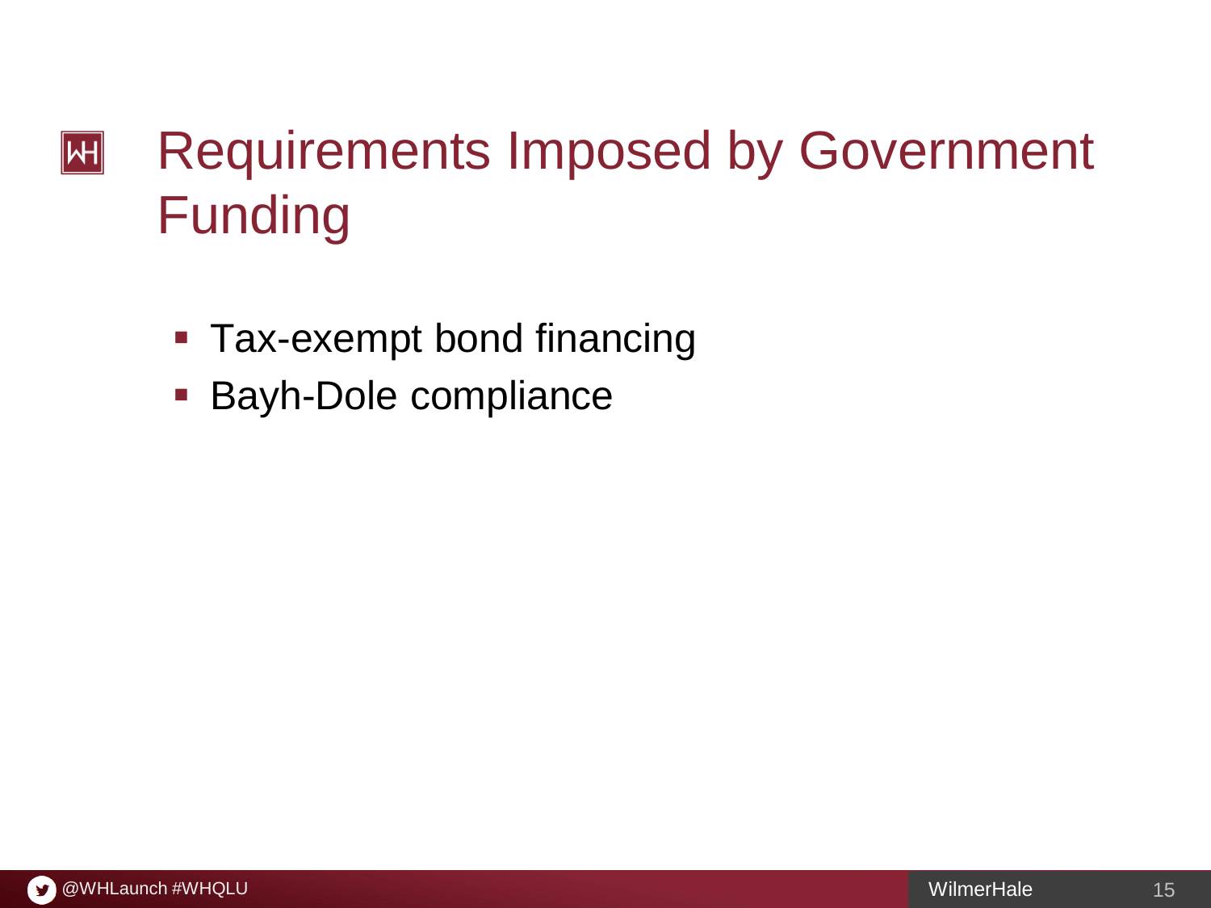# Requirements Imposed by Government Funding

- Tax-exempt bond financing
- Bayh-Dole compliance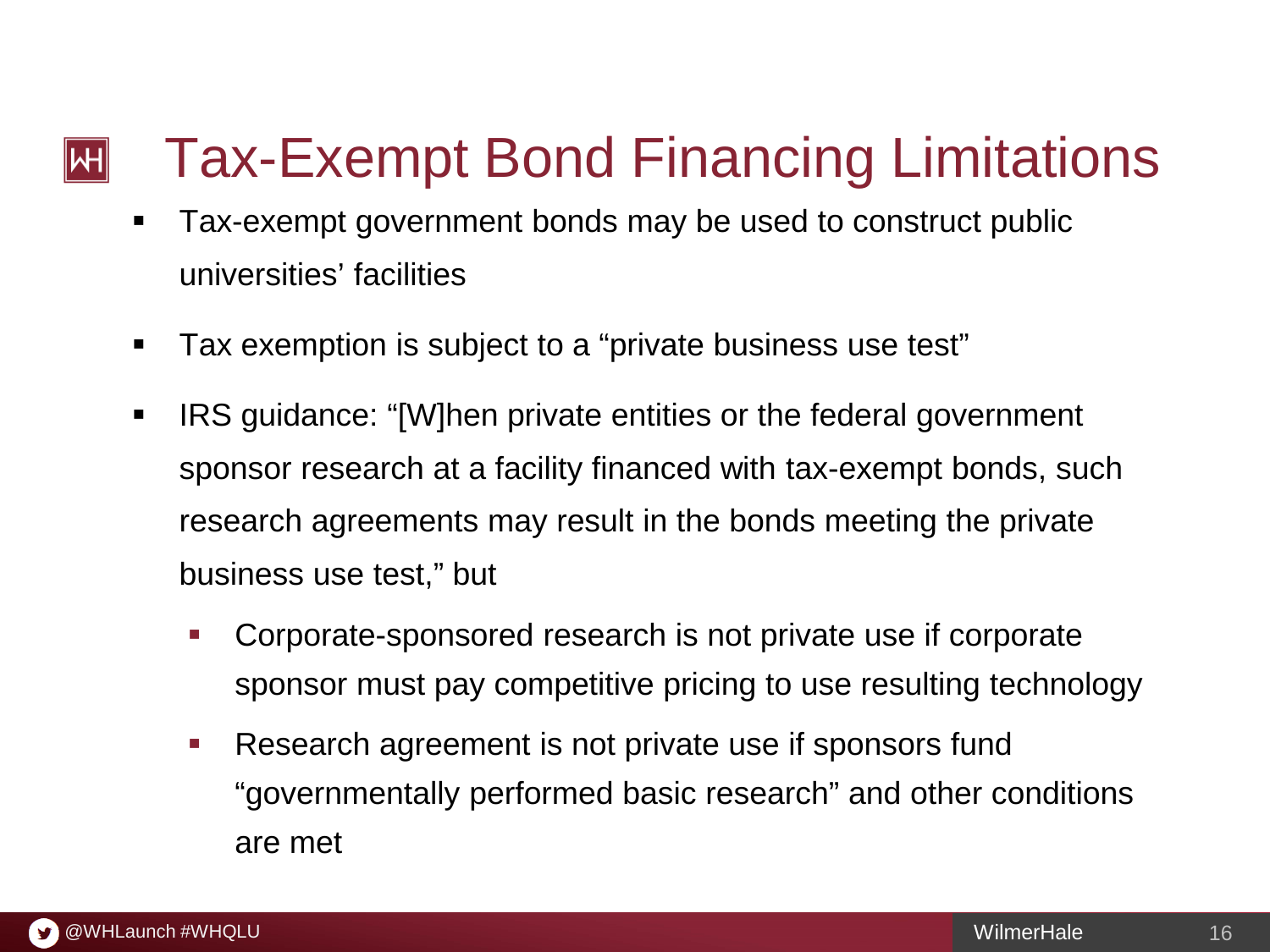# Tax-Exempt Bond Financing Limitations

- Tax-exempt government bonds may be used to construct public universities' facilities
- Tax exemption is subject to a "private business use test"
- IRS guidance: "[W]hen private entities or the federal government sponsor research at a facility financed with tax-exempt bonds, such research agreements may result in the bonds meeting the private business use test," but
  - Corporate-sponsored research is not private use if corporate sponsor must pay competitive pricing to use resulting technology
  - Research agreement is not private use if sponsors fund "governmentally performed basic research" and other conditions are met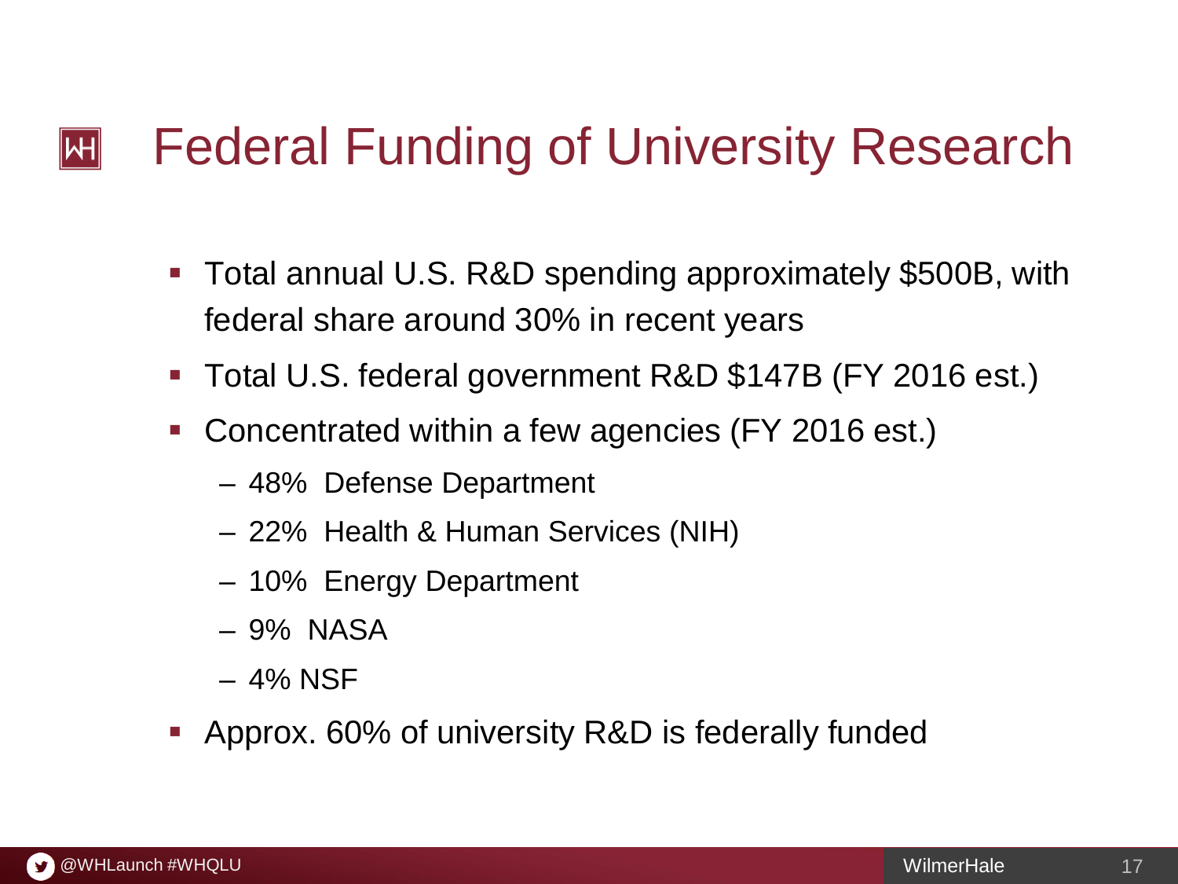# Federal Funding of University Research

- Total annual U.S. R&D spending approximately $500B, with federal share around 30% in recent years
- Total U.S. federal government R&D $147B (FY 2016 est.)
- Concentrated within a few agencies (FY 2016 est.)
  - 48% Defense Department
  - 22% Health & Human Services (NIH)
  - 10% Energy Department
  - 9% NASA
  - 4% NSF
- Approx. 60% of university R&D is federally funded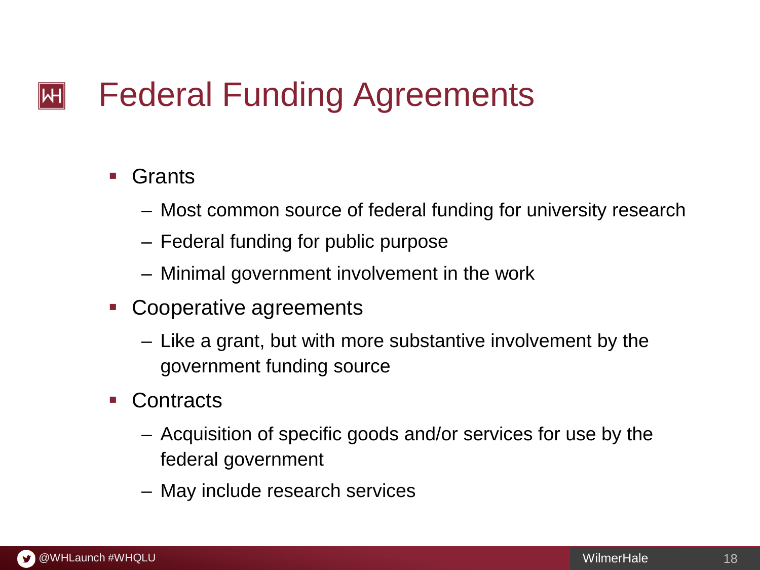# Federal Funding Agreements

- Grants
  - Most common source of federal funding for university research
  - Federal funding for public purpose
  - Minimal government involvement in the work
- Cooperative agreements
  - Like a grant, but with more substantive involvement by the government funding source
- Contracts
  - Acquisition of specific goods and/or services for use by the federal government
  - May include research services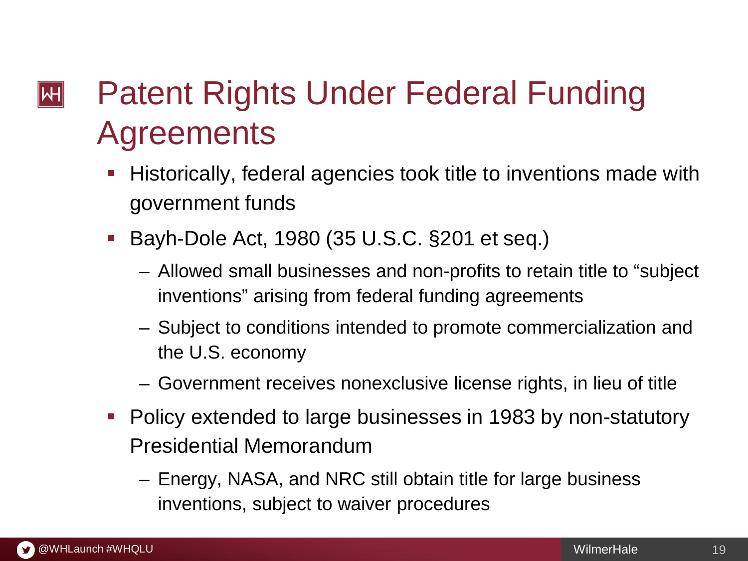# Patent Rights Under Federal Funding Agreements

- Historically, federal agencies took title to inventions made with government funds
- Bayh-Dole Act, 1980 (35 U.S.C. §201 et seq.)
  - Allowed small businesses and non-profits to retain title to "subject inventions" arising from federal funding agreements
  - Subject to conditions intended to promote commercialization and the U.S. economy
  - Government receives nonexclusive license rights, in lieu of title
- Policy extended to large businesses in 1983 by non-statutory Presidential Memorandum
  - Energy, NASA, and NRC still obtain title for large business inventions, subject to waiver procedures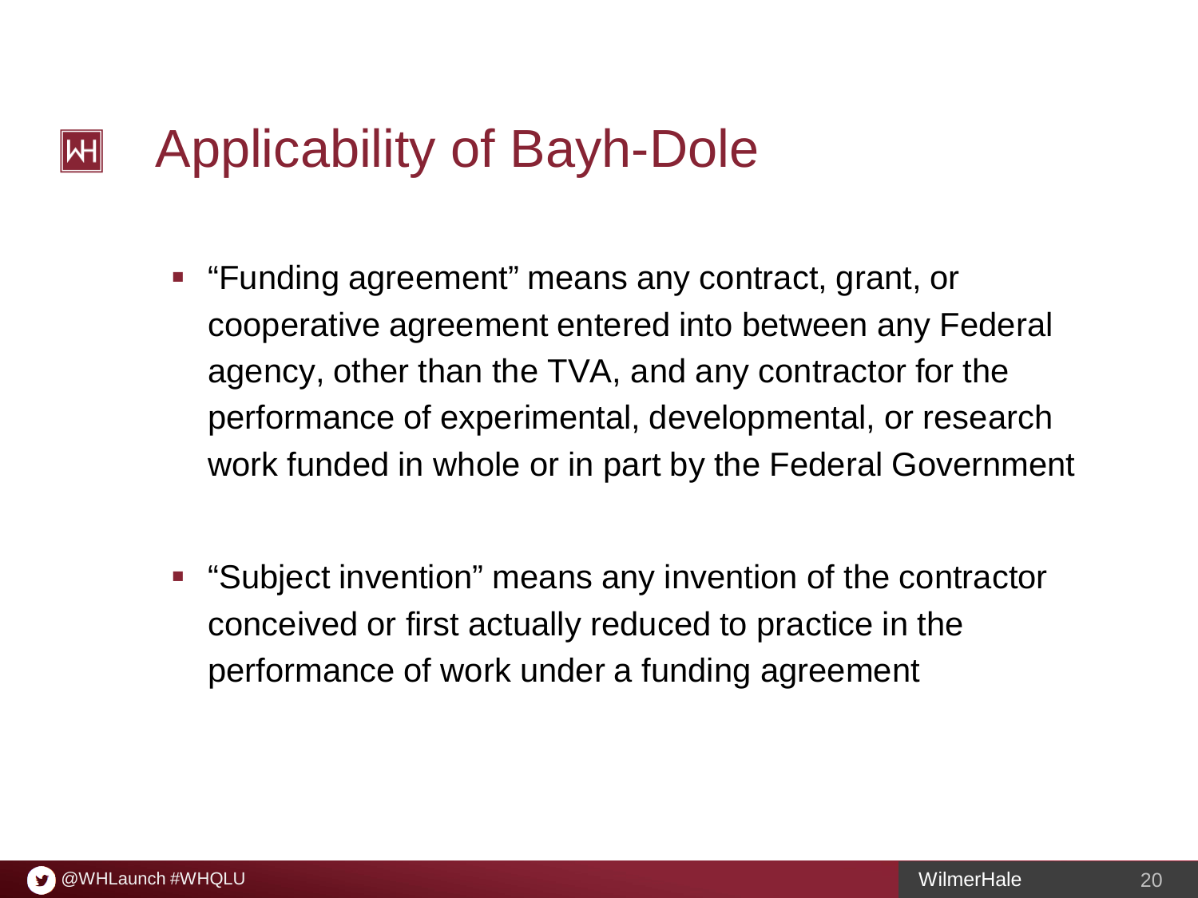# Applicability of Bayh-Dole

- "Funding agreement" means any contract, grant, or cooperative agreement entered into between any Federal agency, other than the TVA, and any contractor for the performance of experimental, developmental, or research work funded in whole or in part by the Federal Government

- "Subject invention" means any invention of the contractor conceived or first actually reduced to practice in the performance of work under a funding agreement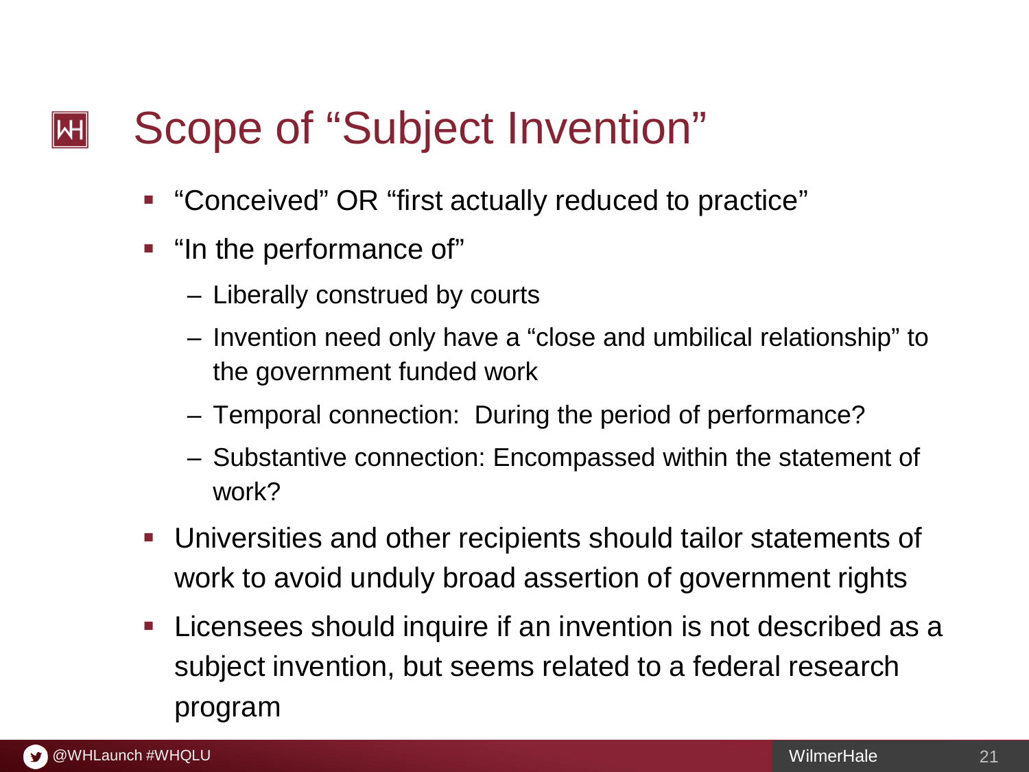# Scope of "Subject Invention"

- "Conceived" OR "first actually reduced to practice"
- "In the performance of"
  - Liberally construed by courts
  - Invention need only have a "close and umbilical relationship" to the government funded work
  - Temporal connection: During the period of performance?
  - Substantive connection: Encompassed within the statement of work?
- Universities and other recipients should tailor statements of work to avoid unduly broad assertion of government rights
- Licensees should inquire if an invention is not described as a subject invention, but seems related to a federal research program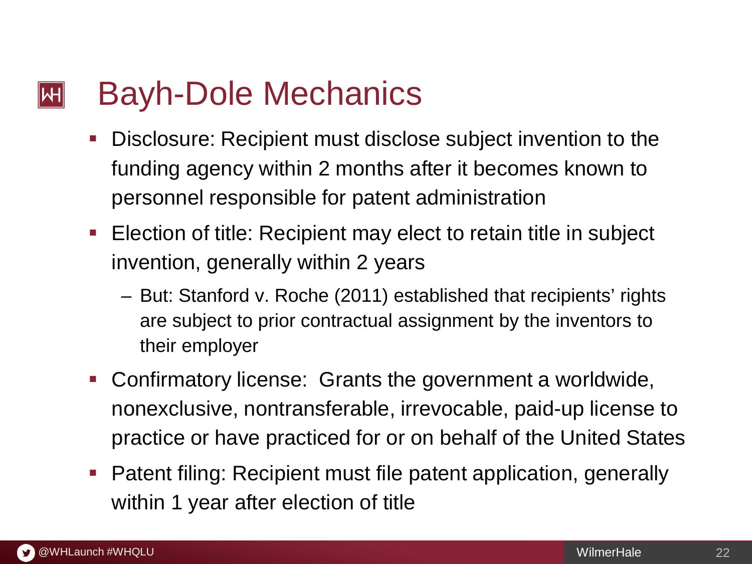# Bayh-Dole Mechanics

- Disclosure: Recipient must disclose subject invention to the funding agency within 2 months after it becomes known to personnel responsible for patent administration
- Election of title: Recipient may elect to retain title in subject invention, generally within 2 years
  - But: Stanford v. Roche (2011) established that recipients' rights are subject to prior contractual assignment by the inventors to their employer
- Confirmatory license: Grants the government a worldwide, nonexclusive, nontransferable, irrevocable, paid-up license to practice or have practiced for or on behalf of the United States
- Patent filing: Recipient must file patent application, generally within 1 year after election of title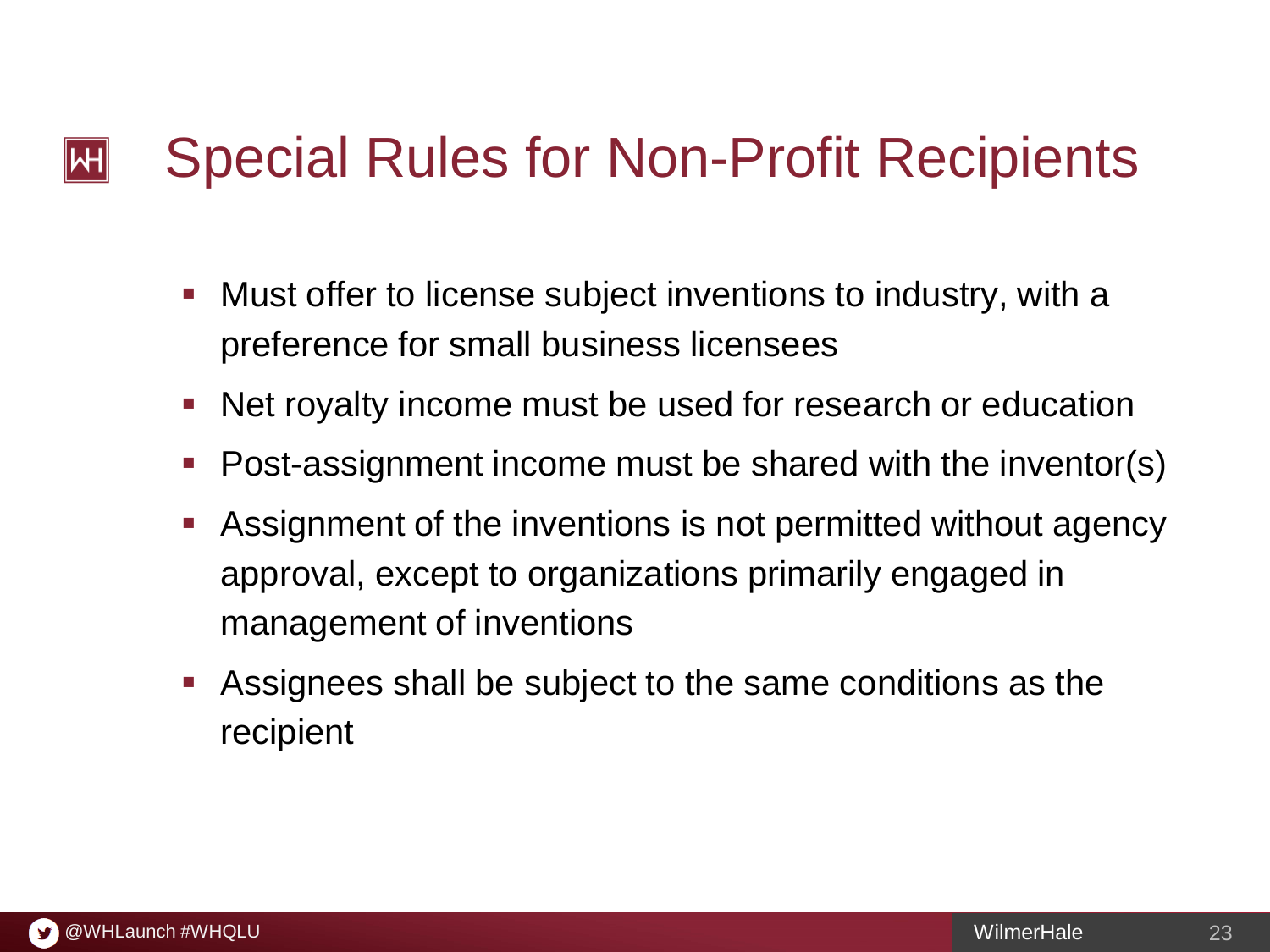# Special Rules for Non-Profit Recipients

- Must offer to license subject inventions to industry, with a preference for small business licensees
- Net royalty income must be used for research or education
- Post-assignment income must be shared with the inventor(s)
- Assignment of the inventions is not permitted without agency approval, except to organizations primarily engaged in management of inventions
- Assignees shall be subject to the same conditions as the recipient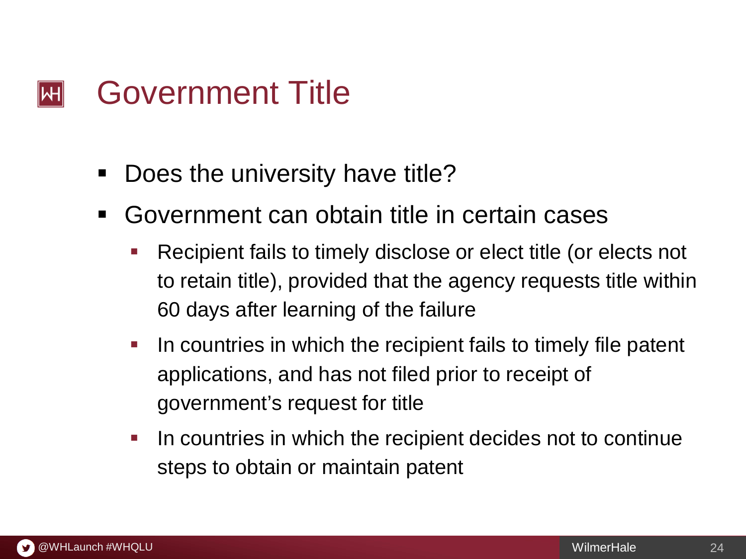# Government Title

- Does the university have title?
- Government can obtain title in certain cases
  - Recipient fails to timely disclose or elect title (or elects not to retain title), provided that the agency requests title within 60 days after learning of the failure
  - In countries in which the recipient fails to timely file patent applications, and has not filed prior to receipt of government's request for title
  - In countries in which the recipient decides not to continue steps to obtain or maintain patent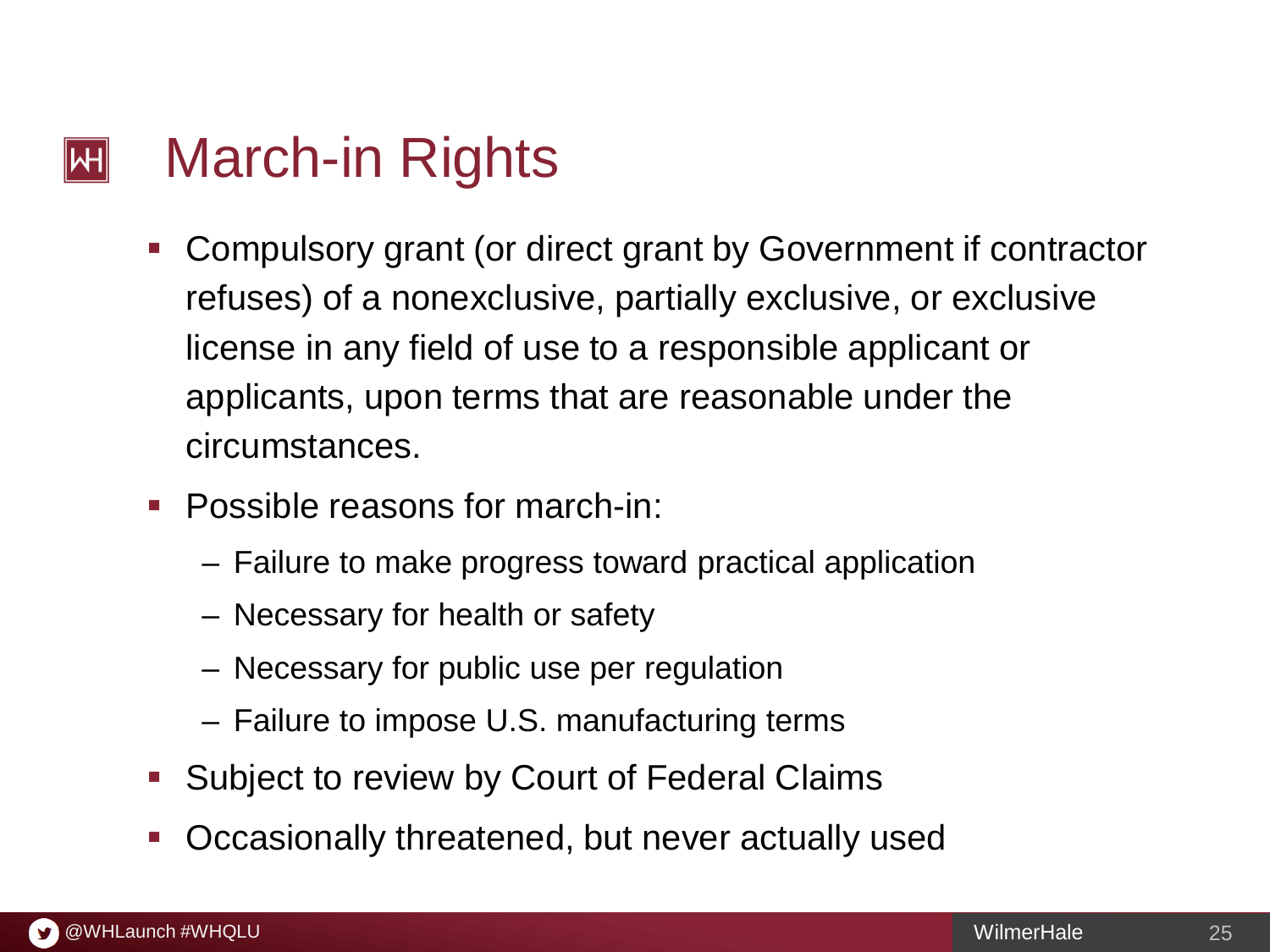# March-in Rights

- Compulsory grant (or direct grant by Government if contractor refuses) of a nonexclusive, partially exclusive, or exclusive license in any field of use to a responsible applicant or applicants, upon terms that are reasonable under the circumstances.
- Possible reasons for march-in:
  - Failure to make progress toward practical application
  - Necessary for health or safety
  - Necessary for public use per regulation
  - Failure to impose U.S. manufacturing terms
- Subject to review by Court of Federal Claims
- Occasionally threatened, but never actually used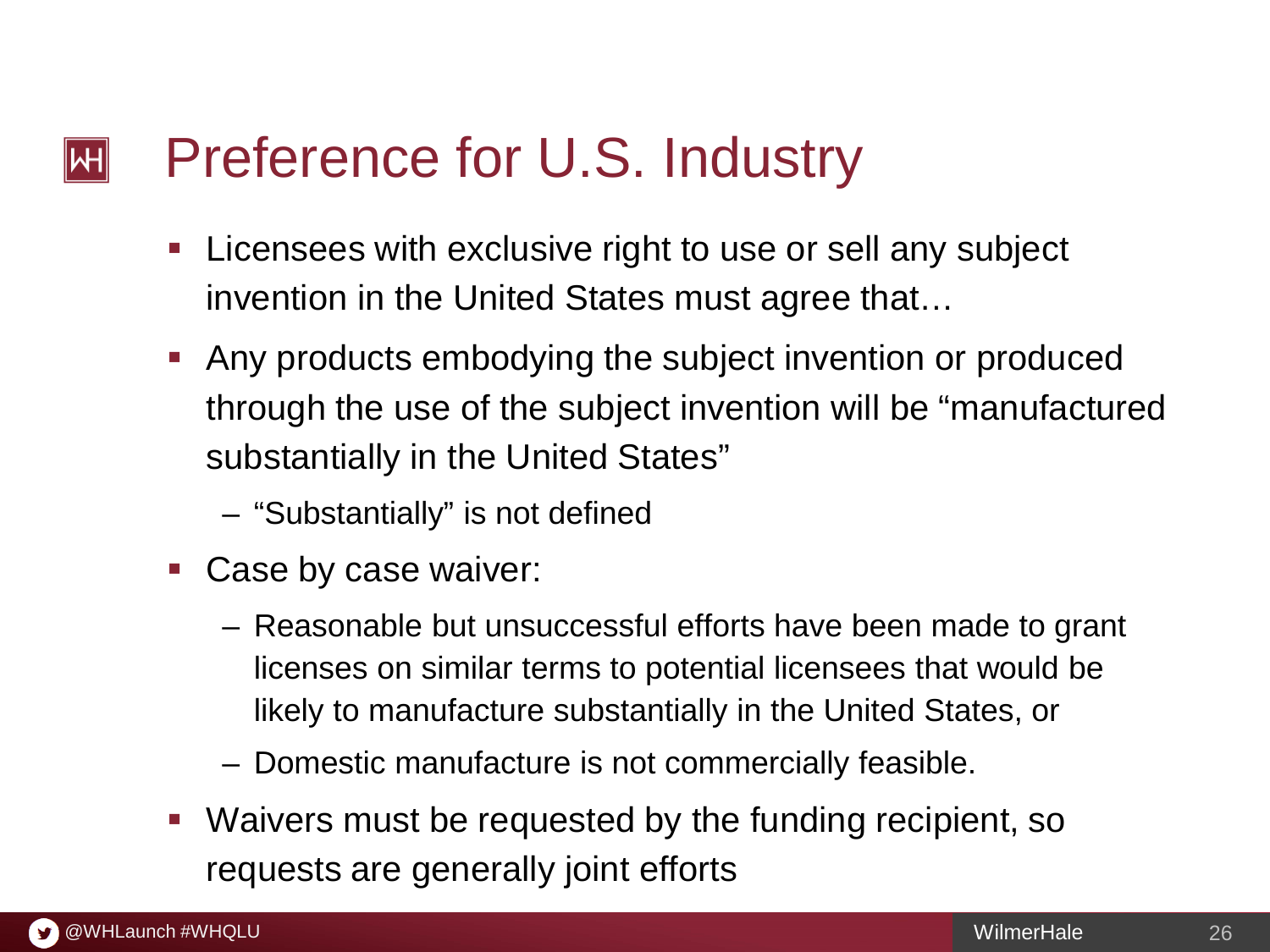# Preference for U.S. Industry

- Licensees with exclusive right to use or sell any subject invention in the United States must agree that…
- Any products embodying the subject invention or produced through the use of the subject invention will be "manufactured substantially in the United States"
  - "Substantially" is not defined
- Case by case waiver:
  - Reasonable but unsuccessful efforts have been made to grant licenses on similar terms to potential licensees that would be likely to manufacture substantially in the United States, or
  - Domestic manufacture is not commercially feasible.
- Waivers must be requested by the funding recipient, so requests are generally joint efforts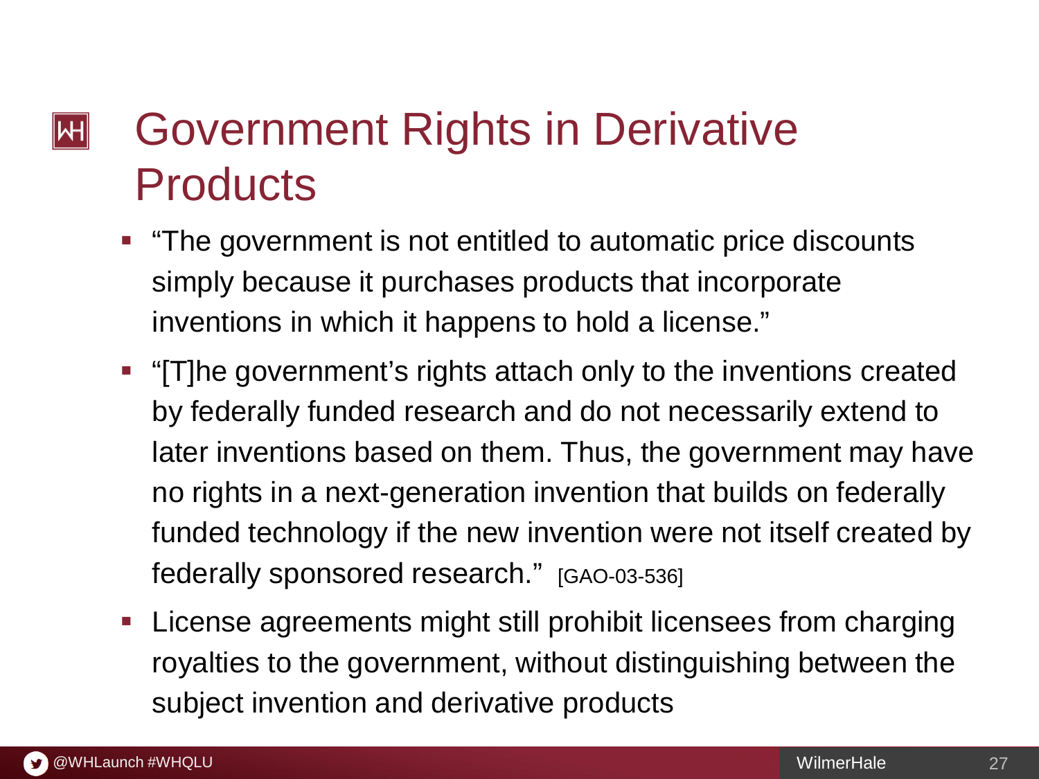# Government Rights in Derivative Products

- "The government is not entitled to automatic price discounts simply because it purchases products that incorporate inventions in which it happens to hold a license."
- "[T]he government's rights attach only to the inventions created by federally funded research and do not necessarily extend to later inventions based on them. Thus, the government may have no rights in a next-generation invention that builds on federally funded technology if the new invention were not itself created by federally sponsored research." [GAO-03-536]
- License agreements might still prohibit licensees from charging royalties to the government, without distinguishing between the subject invention and derivative products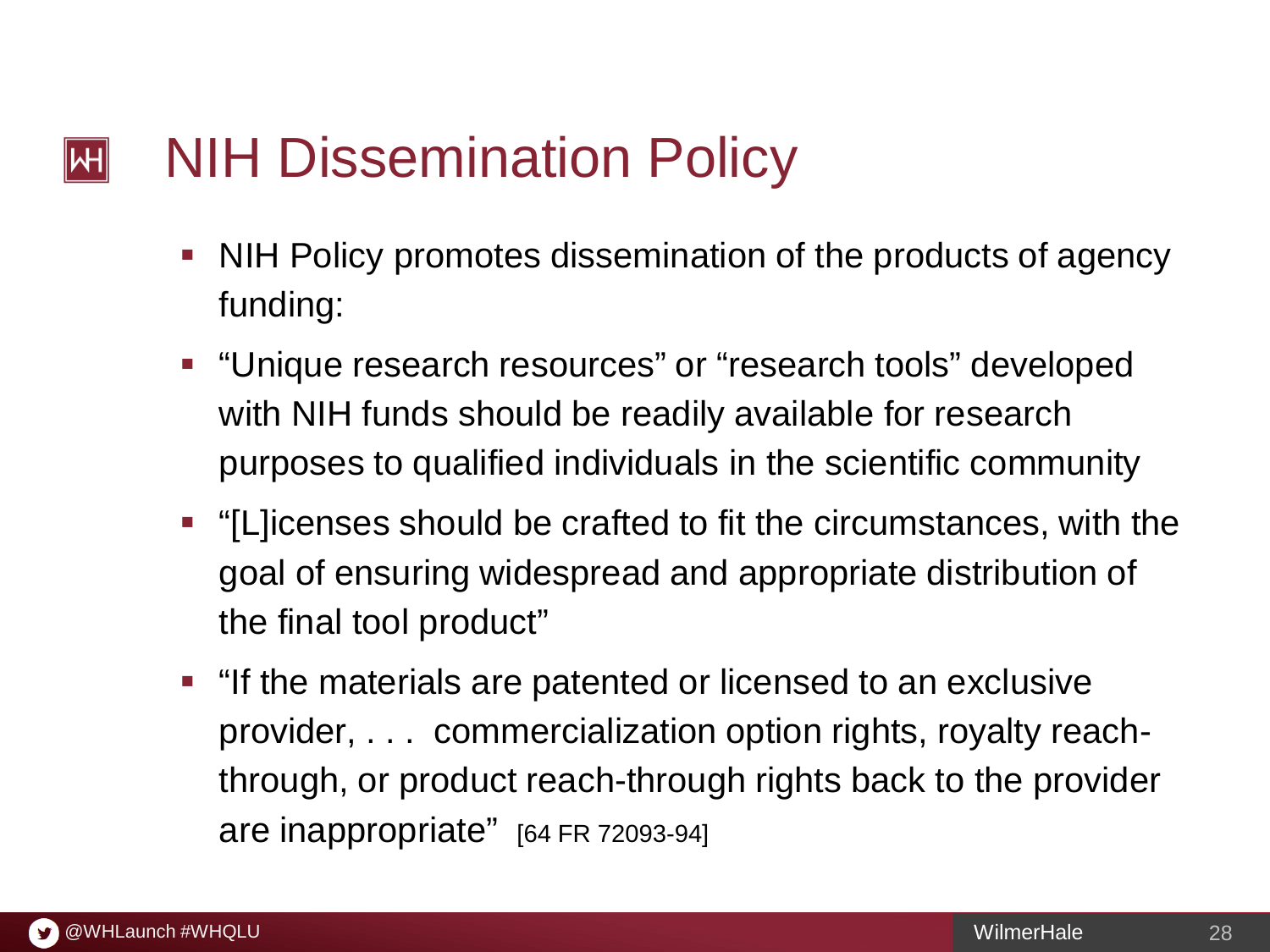# NIH Dissemination Policy

- NIH Policy promotes dissemination of the products of agency funding:
- "Unique research resources" or "research tools" developed with NIH funds should be readily available for research purposes to qualified individuals in the scientific community
- "[L]icenses should be crafted to fit the circumstances, with the goal of ensuring widespread and appropriate distribution of the final tool product"
- "If the materials are patented or licensed to an exclusive provider, . . . commercialization option rights, royalty reach-through, or product reach-through rights back to the provider are inappropriate" [64 FR 72093-94]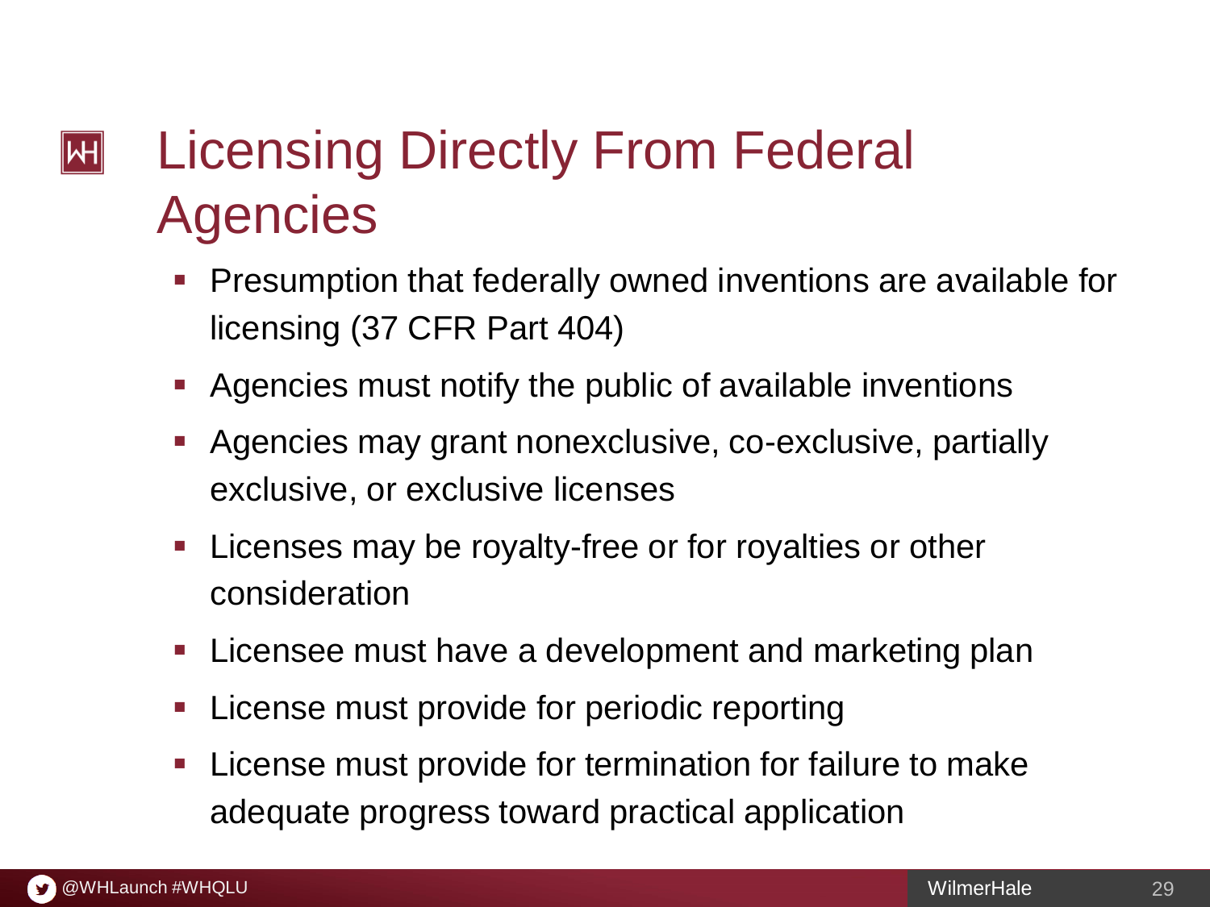# Licensing Directly From Federal Agencies

- Presumption that federally owned inventions are available for licensing (37 CFR Part 404)
- Agencies must notify the public of available inventions
- Agencies may grant nonexclusive, co-exclusive, partially exclusive, or exclusive licenses
- Licenses may be royalty-free or for royalties or other consideration
- Licensee must have a development and marketing plan
- License must provide for periodic reporting
- License must provide for termination for failure to make adequate progress toward practical application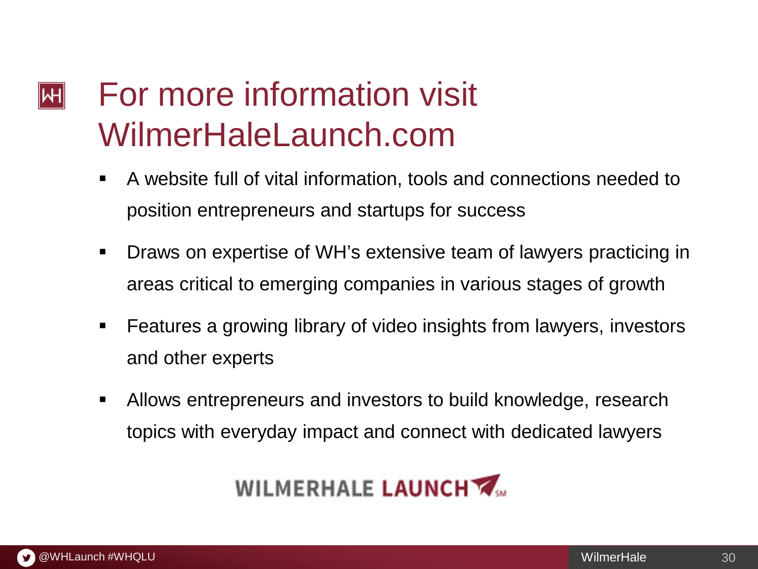# For more information visit WilmerHaleLaunch.com

- A website full of vital information, tools and connections needed to position entrepreneurs and startups for success
- Draws on expertise of WH's extensive team of lawyers practicing in areas critical to emerging companies in various stages of growth
- Features a growing library of video insights from lawyers, investors and other experts
- Allows entrepreneurs and investors to build knowledge, research topics with everyday impact and connect with dedicated lawyers

WILMERHALE LAUNCH℠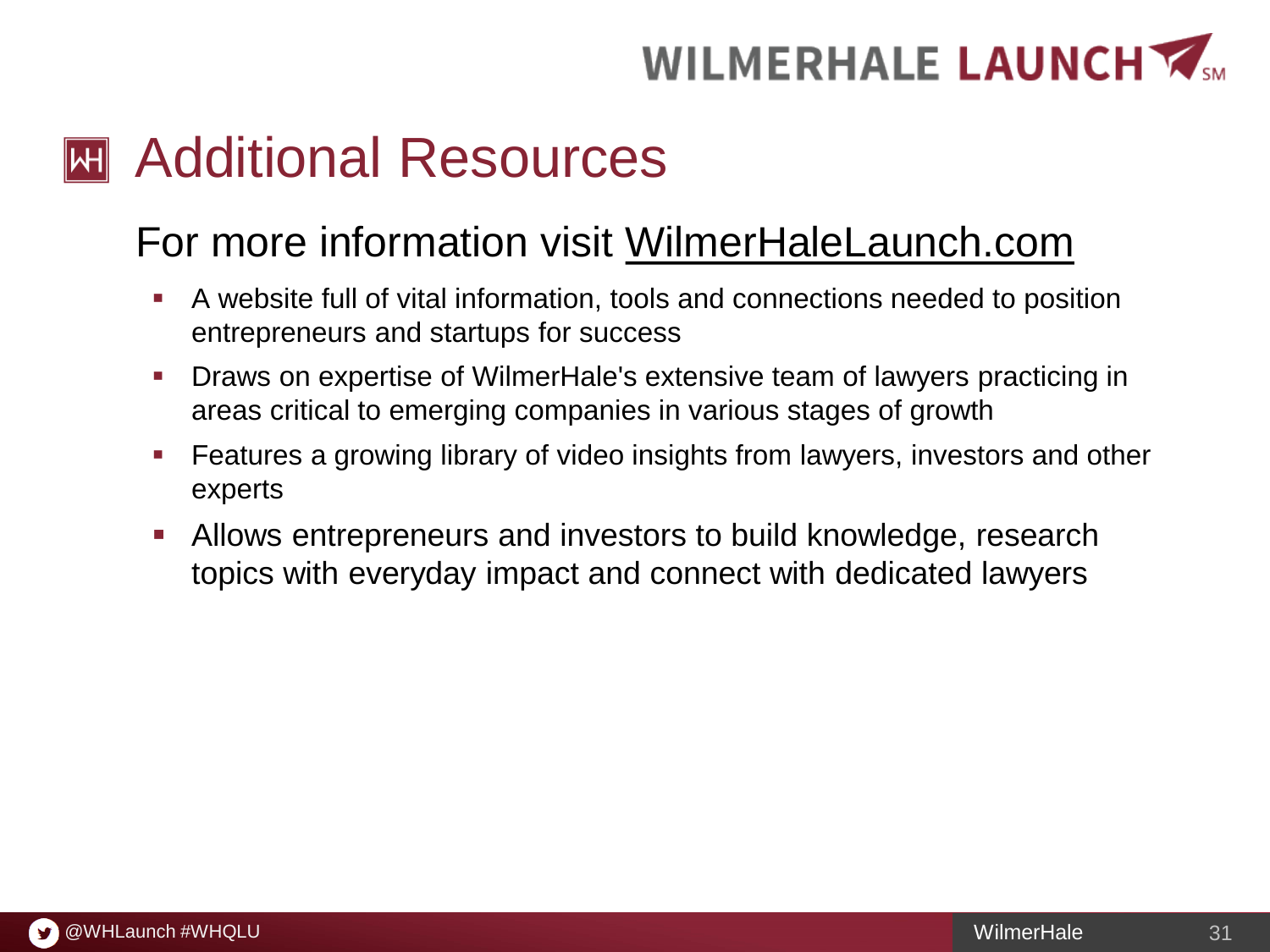# Additional Resources

## For more information visit WilmerHaleLaunch.com

- A website full of vital information, tools and connections needed to position entrepreneurs and startups for success
- Draws on expertise of WilmerHale's extensive team of lawyers practicing in areas critical to emerging companies in various stages of growth
- Features a growing library of video insights from lawyers, investors and other experts
- Allows entrepreneurs and investors to build knowledge, research topics with everyday impact and connect with dedicated lawyers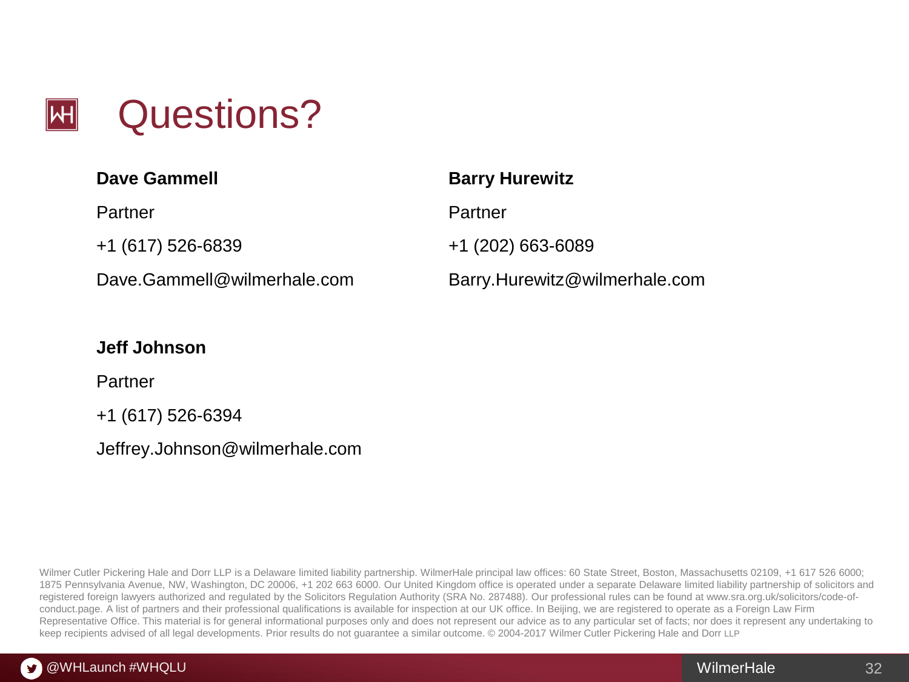# Questions?

**Dave Gammell**

Partner

+1 (617) 526-6839

Dave.Gammell@wilmerhale.com

**Barry Hurewitz**

Partner

+1 (202) 663-6089

Barry.Hurewitz@wilmerhale.com

**Jeff Johnson**

Partner

+1 (617) 526-6394

Jeffrey.Johnson@wilmerhale.com

Wilmer Cutler Pickering Hale and Dorr LLP is a Delaware limited liability partnership. WilmerHale principal law offices: 60 State Street, Boston, Massachusetts 02109, +1 617 526 6000; 1875 Pennsylvania Avenue, NW, Washington, DC 20006, +1 202 663 6000. Our United Kingdom office is operated under a separate Delaware limited liability partnership of solicitors and registered foreign lawyers authorized and regulated by the Solicitors Regulation Authority (SRA No. 287488). Our professional rules can be found at www.sra.org.uk/solicitors/code-of-conduct.page. A list of partners and their professional qualifications is available for inspection at our UK office. In Beijing, we are registered to operate as a Foreign Law Firm Representative Office. This material is for general informational purposes only and does not represent our advice as to any particular set of facts; nor does it represent any undertaking to keep recipients advised of all legal developments. Prior results do not guarantee a similar outcome. © 2004-2017 Wilmer Cutler Pickering Hale and Dorr LLP